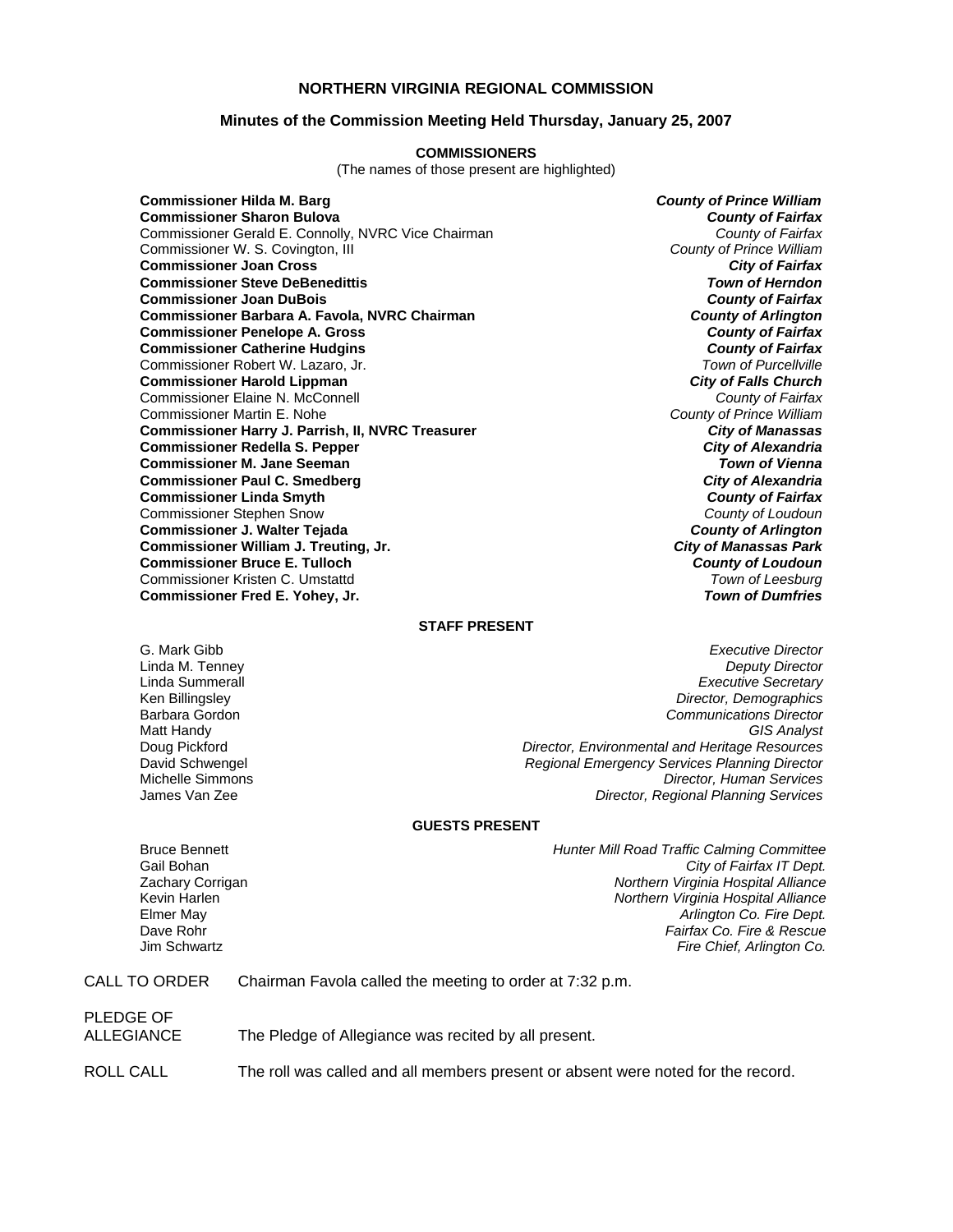## NORTHERN VIRGINIA REGIONAL COMMISSION

### Minutes of the Commission Meeting Held Thursday, January 25, 2007

**COMMISSIONERS**

(The names of those present are highlighted)

| | |
|---|---|
| **Commissioner Hilda M. Barg** | ***County of Prince William*** |
| **Commissioner Sharon Bulova** | ***County of Fairfax*** |
| Commissioner Gerald E. Connolly, NVRC Vice Chairman | *County of Fairfax* |
| Commissioner W. S. Covington, III | *County of Prince William* |
| **Commissioner Joan Cross** | ***City of Fairfax*** |
| **Commissioner Steve DeBenedittis** | ***Town of Herndon*** |
| **Commissioner Joan DuBois** | ***County of Fairfax*** |
| **Commissioner Barbara A. Favola, NVRC Chairman** | ***County of Arlington*** |
| **Commissioner Penelope A. Gross** | ***County of Fairfax*** |
| **Commissioner Catherine Hudgins** | ***County of Fairfax*** |
| Commissioner Robert W. Lazaro, Jr. | *Town of Purcellville* |
| **Commissioner Harold Lippman** | ***City of Falls Church*** |
| Commissioner Elaine N. McConnell | *County of Fairfax* |
| Commissioner Martin E. Nohe | *County of Prince William* |
| **Commissioner Harry J. Parrish, II, NVRC Treasurer** | ***City of Manassas*** |
| **Commissioner Redella S. Pepper** | ***City of Alexandria*** |
| **Commissioner M. Jane Seeman** | ***Town of Vienna*** |
| **Commissioner Paul C. Smedberg** | ***City of Alexandria*** |
| **Commissioner Linda Smyth** | ***County of Fairfax*** |
| Commissioner Stephen Snow | *County of Loudoun* |
| **Commissioner J. Walter Tejada** | ***County of Arlington*** |
| **Commissioner William J. Treuting, Jr.** | ***City of Manassas Park*** |
| **Commissioner Bruce E. Tulloch** | ***County of Loudoun*** |
| Commissioner Kristen C. Umstattd | *Town of Leesburg* |
| **Commissioner Fred E. Yohey, Jr.** | ***Town of Dumfries*** |

**STAFF PRESENT**

| | |
|---|---|
| G. Mark Gibb | *Executive Director* |
| Linda M. Tenney | *Deputy Director* |
| Linda Summerall | *Executive Secretary* |
| Ken Billingsley | *Director, Demographics* |
| Barbara Gordon | *Communications Director* |
| Matt Handy | *GIS Analyst* |
| Doug Pickford | *Director, Environmental and Heritage Resources* |
| David Schwengel | *Regional Emergency Services Planning Director* |
| Michelle Simmons | *Director, Human Services* |
| James Van Zee | *Director, Regional Planning Services* |

**GUESTS PRESENT**

| | |
|---|---|
| Bruce Bennett | *Hunter Mill Road Traffic Calming Committee* |
| Gail Bohan | *City of Fairfax IT Dept.* |
| Zachary Corrigan | *Northern Virginia Hospital Alliance* |
| Kevin Harlen | *Northern Virginia Hospital Alliance* |
| Elmer May | *Arlington Co. Fire Dept.* |
| Dave Rohr | *Fairfax Co. Fire & Rescue* |
| Jim Schwartz | *Fire Chief, Arlington Co.* |

CALL TO ORDER — Chairman Favola called the meeting to order at 7:32 p.m.

PLEDGE OF ALLEGIANCE — The Pledge of Allegiance was recited by all present.

ROLL CALL — The roll was called and all members present or absent were noted for the record.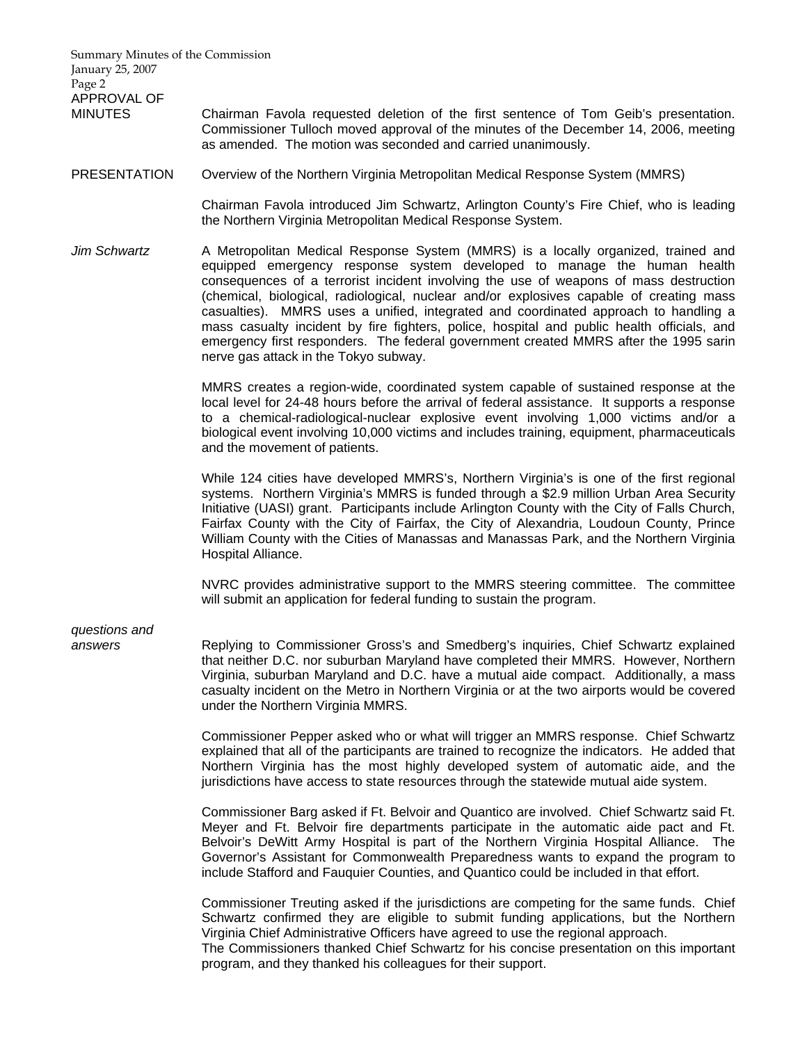**APPROVAL OF MINUTES**

Chairman Favola requested deletion of the first sentence of Tom Geib's presentation. Commissioner Tulloch moved approval of the minutes of the December 14, 2006, meeting as amended. The motion was seconded and carried unanimously.

**PRESENTATION**

Overview of the Northern Virginia Metropolitan Medical Response System (MMRS)

Chairman Favola introduced Jim Schwartz, Arlington County's Fire Chief, who is leading the Northern Virginia Metropolitan Medical Response System.

*Jim Schwartz*

A Metropolitan Medical Response System (MMRS) is a locally organized, trained and equipped emergency response system developed to manage the human health consequences of a terrorist incident involving the use of weapons of mass destruction (chemical, biological, radiological, nuclear and/or explosives capable of creating mass casualties). MMRS uses a unified, integrated and coordinated approach to handling a mass casualty incident by fire fighters, police, hospital and public health officials, and emergency first responders. The federal government created MMRS after the 1995 sarin nerve gas attack in the Tokyo subway.

MMRS creates a region-wide, coordinated system capable of sustained response at the local level for 24-48 hours before the arrival of federal assistance. It supports a response to a chemical-radiological-nuclear explosive event involving 1,000 victims and/or a biological event involving 10,000 victims and includes training, equipment, pharmaceuticals and the movement of patients.

While 124 cities have developed MMRS's, Northern Virginia's is one of the first regional systems. Northern Virginia's MMRS is funded through a $2.9 million Urban Area Security Initiative (UASI) grant. Participants include Arlington County with the City of Falls Church, Fairfax County with the City of Fairfax, the City of Alexandria, Loudoun County, Prince William County with the Cities of Manassas and Manassas Park, and the Northern Virginia Hospital Alliance.

NVRC provides administrative support to the MMRS steering committee. The committee will submit an application for federal funding to sustain the program.

*questions and answers*

Replying to Commissioner Gross's and Smedberg's inquiries, Chief Schwartz explained that neither D.C. nor suburban Maryland have completed their MMRS. However, Northern Virginia, suburban Maryland and D.C. have a mutual aide compact. Additionally, a mass casualty incident on the Metro in Northern Virginia or at the two airports would be covered under the Northern Virginia MMRS.

Commissioner Pepper asked who or what will trigger an MMRS response. Chief Schwartz explained that all of the participants are trained to recognize the indicators. He added that Northern Virginia has the most highly developed system of automatic aide, and the jurisdictions have access to state resources through the statewide mutual aide system.

Commissioner Barg asked if Ft. Belvoir and Quantico are involved. Chief Schwartz said Ft. Meyer and Ft. Belvoir fire departments participate in the automatic aide pact and Ft. Belvoir's DeWitt Army Hospital is part of the Northern Virginia Hospital Alliance. The Governor's Assistant for Commonwealth Preparedness wants to expand the program to include Stafford and Fauquier Counties, and Quantico could be included in that effort.

Commissioner Treuting asked if the jurisdictions are competing for the same funds. Chief Schwartz confirmed they are eligible to submit funding applications, but the Northern Virginia Chief Administrative Officers have agreed to use the regional approach.
The Commissioners thanked Chief Schwartz for his concise presentation on this important program, and they thanked his colleagues for their support.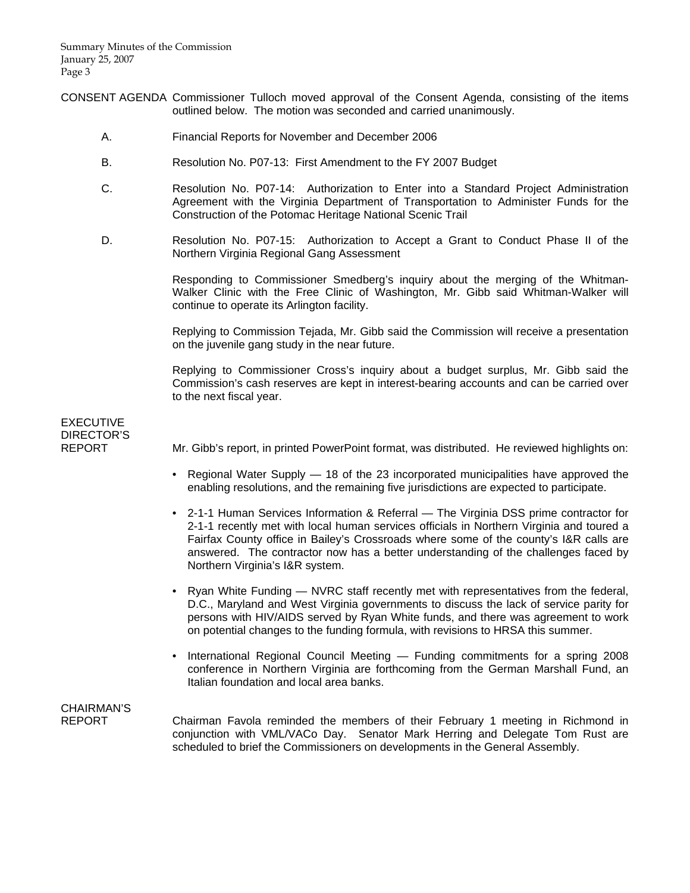**CONSENT AGENDA** Commissioner Tulloch moved approval of the Consent Agenda, consisting of the items outlined below. The motion was seconded and carried unanimously.

A. Financial Reports for November and December 2006

B. Resolution No. P07-13: First Amendment to the FY 2007 Budget

C. Resolution No. P07-14: Authorization to Enter into a Standard Project Administration Agreement with the Virginia Department of Transportation to Administer Funds for the Construction of the Potomac Heritage National Scenic Trail

D. Resolution No. P07-15: Authorization to Accept a Grant to Conduct Phase II of the Northern Virginia Regional Gang Assessment

Responding to Commissioner Smedberg's inquiry about the merging of the Whitman-Walker Clinic with the Free Clinic of Washington, Mr. Gibb said Whitman-Walker will continue to operate its Arlington facility.

Replying to Commission Tejada, Mr. Gibb said the Commission will receive a presentation on the juvenile gang study in the near future.

Replying to Commissioner Cross's inquiry about a budget surplus, Mr. Gibb said the Commission's cash reserves are kept in interest-bearing accounts and can be carried over to the next fiscal year.

**EXECUTIVE DIRECTOR'S REPORT**

Mr. Gibb's report, in printed PowerPoint format, was distributed. He reviewed highlights on:

- Regional Water Supply — 18 of the 23 incorporated municipalities have approved the enabling resolutions, and the remaining five jurisdictions are expected to participate.
- 2-1-1 Human Services Information & Referral — The Virginia DSS prime contractor for 2-1-1 recently met with local human services officials in Northern Virginia and toured a Fairfax County office in Bailey's Crossroads where some of the county's I&R calls are answered. The contractor now has a better understanding of the challenges faced by Northern Virginia's I&R system.
- Ryan White Funding — NVRC staff recently met with representatives from the federal, D.C., Maryland and West Virginia governments to discuss the lack of service parity for persons with HIV/AIDS served by Ryan White funds, and there was agreement to work on potential changes to the funding formula, with revisions to HRSA this summer.
- International Regional Council Meeting — Funding commitments for a spring 2008 conference in Northern Virginia are forthcoming from the German Marshall Fund, an Italian foundation and local area banks.

**CHAIRMAN'S REPORT**

Chairman Favola reminded the members of their February 1 meeting in Richmond in conjunction with VML/VACo Day. Senator Mark Herring and Delegate Tom Rust are scheduled to brief the Commissioners on developments in the General Assembly.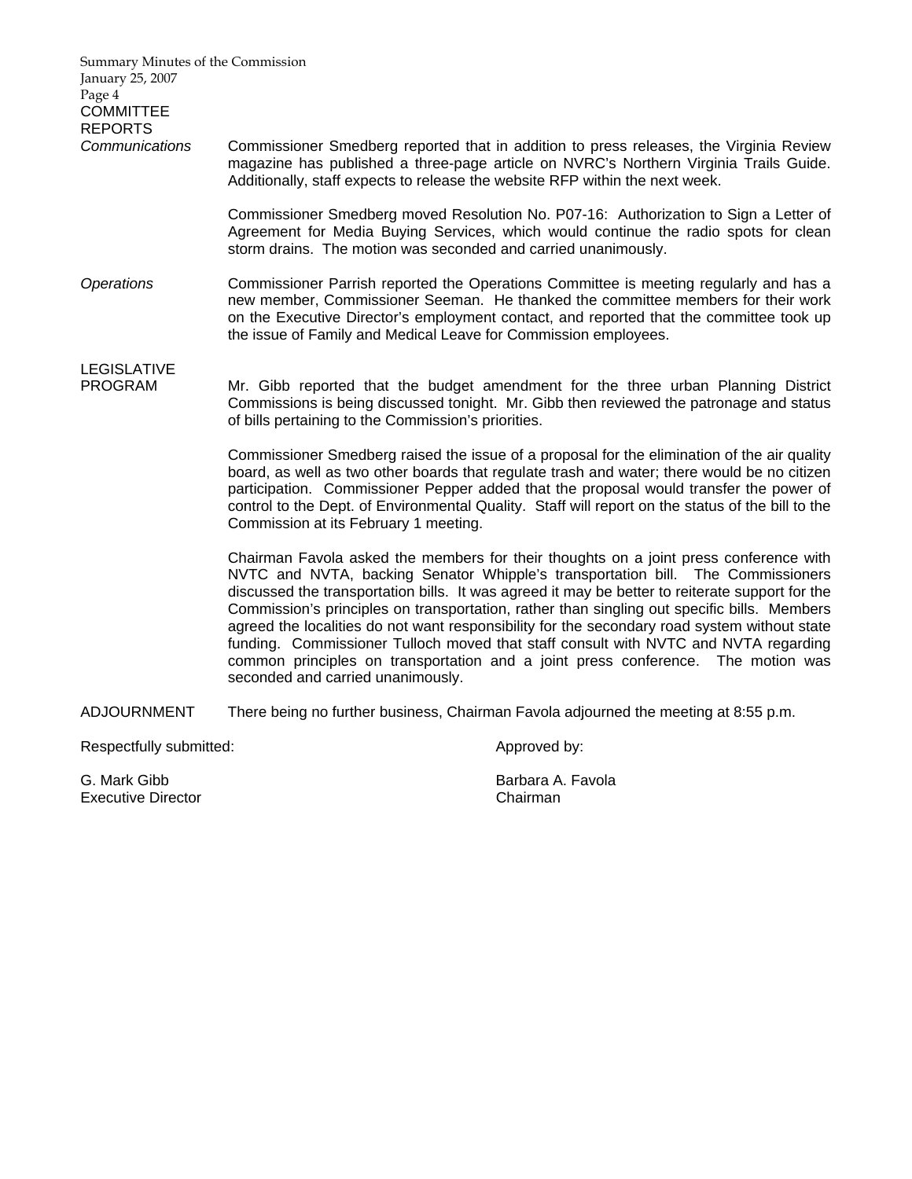COMMITTEE REPORTS

*Communications* — Commissioner Smedberg reported that in addition to press releases, the Virginia Review magazine has published a three-page article on NVRC's Northern Virginia Trails Guide. Additionally, staff expects to release the website RFP within the next week.

Commissioner Smedberg moved Resolution No. P07-16: Authorization to Sign a Letter of Agreement for Media Buying Services, which would continue the radio spots for clean storm drains. The motion was seconded and carried unanimously.

*Operations* — Commissioner Parrish reported the Operations Committee is meeting regularly and has a new member, Commissioner Seeman. He thanked the committee members for their work on the Executive Director's employment contact, and reported that the committee took up the issue of Family and Medical Leave for Commission employees.

LEGISLATIVE PROGRAM

Mr. Gibb reported that the budget amendment for the three urban Planning District Commissions is being discussed tonight. Mr. Gibb then reviewed the patronage and status of bills pertaining to the Commission's priorities.

Commissioner Smedberg raised the issue of a proposal for the elimination of the air quality board, as well as two other boards that regulate trash and water; there would be no citizen participation. Commissioner Pepper added that the proposal would transfer the power of control to the Dept. of Environmental Quality. Staff will report on the status of the bill to the Commission at its February 1 meeting.

Chairman Favola asked the members for their thoughts on a joint press conference with NVTC and NVTA, backing Senator Whipple's transportation bill. The Commissioners discussed the transportation bills. It was agreed it may be better to reiterate support for the Commission's principles on transportation, rather than singling out specific bills. Members agreed the localities do not want responsibility for the secondary road system without state funding. Commissioner Tulloch moved that staff consult with NVTC and NVTA regarding common principles on transportation and a joint press conference. The motion was seconded and carried unanimously.

ADJOURNMENT

There being no further business, Chairman Favola adjourned the meeting at 8:55 p.m.

Respectfully submitted:

G. Mark Gibb
Executive Director

Approved by:

Barbara A. Favola
Chairman